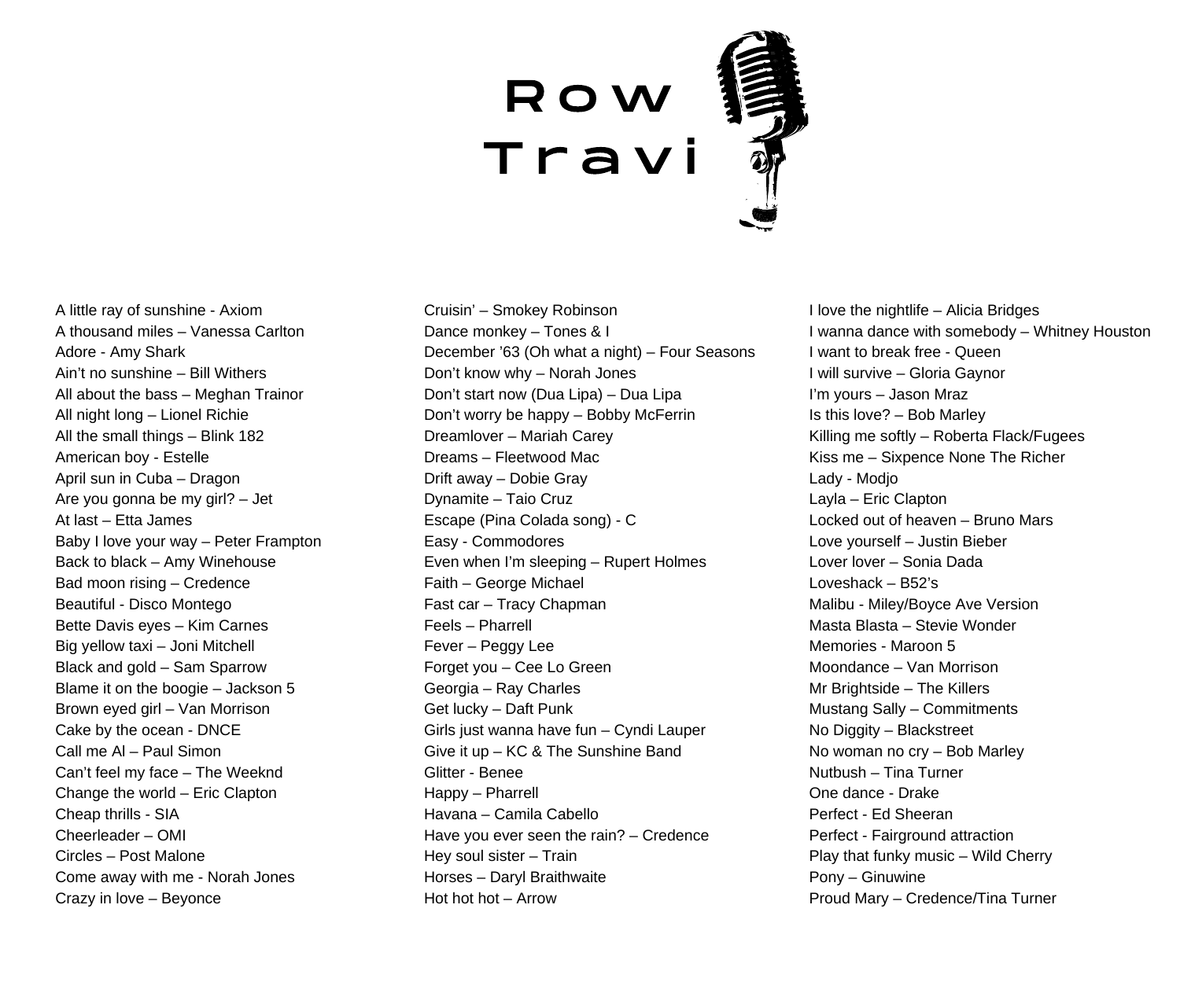# Row Travi

A little ray of sunshine - Axiom
A thousand miles – Vanessa Carlton
Adore - Amy Shark
Ain't no sunshine – Bill Withers
All about the bass – Meghan Trainor
All night long – Lionel Richie
All the small things – Blink 182
American boy - Estelle
April sun in Cuba – Dragon
Are you gonna be my girl? – Jet
At last – Etta James
Baby I love your way – Peter Frampton
Back to black – Amy Winehouse
Bad moon rising – Credence
Beautiful - Disco Montego
Bette Davis eyes – Kim Carnes
Big yellow taxi – Joni Mitchell
Black and gold – Sam Sparrow
Blame it on the boogie – Jackson 5
Brown eyed girl – Van Morrison
Cake by the ocean - DNCE
Call me Al – Paul Simon
Can't feel my face – The Weeknd
Change the world – Eric Clapton
Cheap thrills - SIA
Cheerleader – OMI
Circles – Post Malone
Come away with me - Norah Jones
Crazy in love – Beyonce

Cruisin' – Smokey Robinson
Dance monkey – Tones & I
December '63 (Oh what a night) – Four Seasons
Don't know why – Norah Jones
Don't start now (Dua Lipa) – Dua Lipa
Don't worry be happy – Bobby McFerrin
Dreamlover – Mariah Carey
Dreams – Fleetwood Mac
Drift away – Dobie Gray
Dynamite – Taio Cruz
Escape (Pina Colada song) - C
Easy - Commodores
Even when I'm sleeping – Rupert Holmes
Faith – George Michael
Fast car – Tracy Chapman
Feels – Pharrell
Fever – Peggy Lee
Forget you – Cee Lo Green
Georgia – Ray Charles
Get lucky – Daft Punk
Girls just wanna have fun – Cyndi Lauper
Give it up – KC & The Sunshine Band
Glitter - Benee
Happy – Pharrell
Havana – Camila Cabello
Have you ever seen the rain? – Credence
Hey soul sister – Train
Horses – Daryl Braithwaite
Hot hot hot – Arrow

I love the nightlife – Alicia Bridges
I wanna dance with somebody – Whitney Houston
I want to break free - Queen
I will survive – Gloria Gaynor
I'm yours – Jason Mraz
Is this love? – Bob Marley
Killing me softly – Roberta Flack/Fugees
Kiss me – Sixpence None The Richer
Lady - Modjo
Layla – Eric Clapton
Locked out of heaven – Bruno Mars
Love yourself – Justin Bieber
Lover lover – Sonia Dada
Loveshack – B52's
Malibu - Miley/Boyce Ave Version
Masta Blasta – Stevie Wonder
Memories - Maroon 5
Moondance – Van Morrison
Mr Brightside – The Killers
Mustang Sally – Commitments
No Diggity – Blackstreet
No woman no cry – Bob Marley
Nutbush – Tina Turner
One dance - Drake
Perfect - Ed Sheeran
Perfect - Fairground attraction
Play that funky music – Wild Cherry
Pony – Ginuwine
Proud Mary – Credence/Tina Turner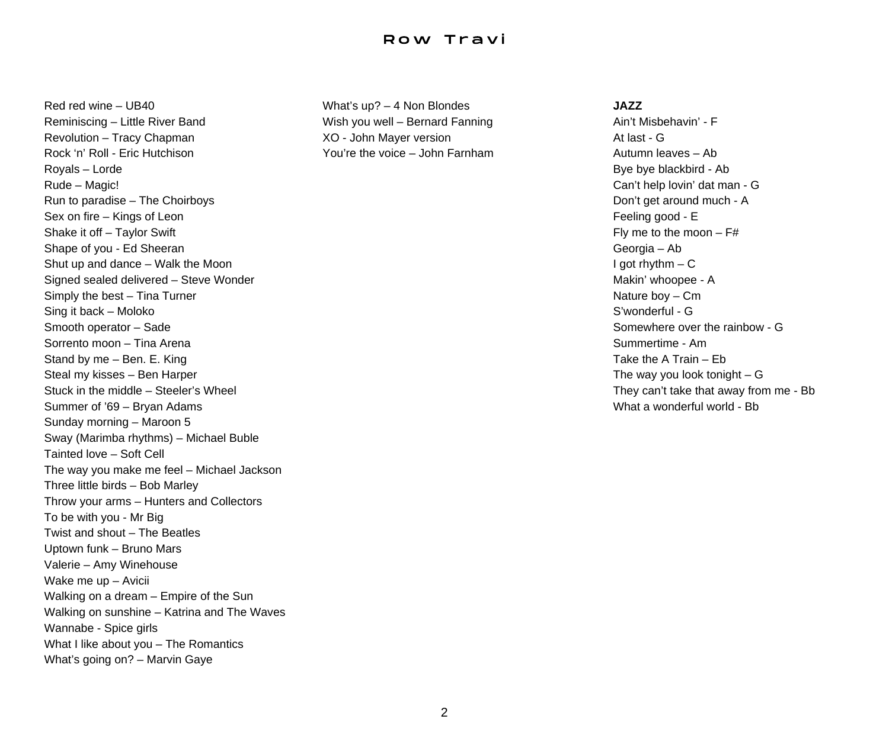Red red wine – UB40
Reminiscing – Little River Band
Revolution – Tracy Chapman
Rock 'n' Roll - Eric Hutchison
Royals – Lorde
Rude – Magic!
Run to paradise – The Choirboys
Sex on fire – Kings of Leon
Shake it off – Taylor Swift
Shape of you - Ed Sheeran
Shut up and dance – Walk the Moon
Signed sealed delivered – Steve Wonder
Simply the best – Tina Turner
Sing it back – Moloko
Smooth operator – Sade
Sorrento moon – Tina Arena
Stand by me – Ben. E. King
Steal my kisses – Ben Harper
Stuck in the middle – Steeler's Wheel
Summer of '69 – Bryan Adams
Sunday morning – Maroon 5
Sway (Marimba rhythms) – Michael Buble
Tainted love – Soft Cell
The way you make me feel – Michael Jackson
Three little birds – Bob Marley
Throw your arms – Hunters and Collectors
To be with you - Mr Big
Twist and shout – The Beatles
Uptown funk – Bruno Mars
Valerie – Amy Winehouse
Wake me up – Avicii
Walking on a dream – Empire of the Sun
Walking on sunshine – Katrina and The Waves
Wannabe - Spice girls
What I like about you – The Romantics
What's going on? – Marvin Gaye
What's up? – 4 Non Blondes
Wish you well – Bernard Fanning
XO - John Mayer version
You're the voice – John Farnham

**JAZZ**

Ain't Misbehavin' - F
At last - G
Autumn leaves – Ab
Bye bye blackbird - Ab
Can't help lovin' dat man - G
Don't get around much - A
Feeling good - E
Fly me to the moon – F#
Georgia – Ab
I got rhythm – C
Makin' whoopee - A
Nature boy – Cm
S'wonderful - G
Somewhere over the rainbow - G
Summertime - Am
Take the A Train – Eb
The way you look tonight – G
They can't take that away from me - Bb
What a wonderful world - Bb